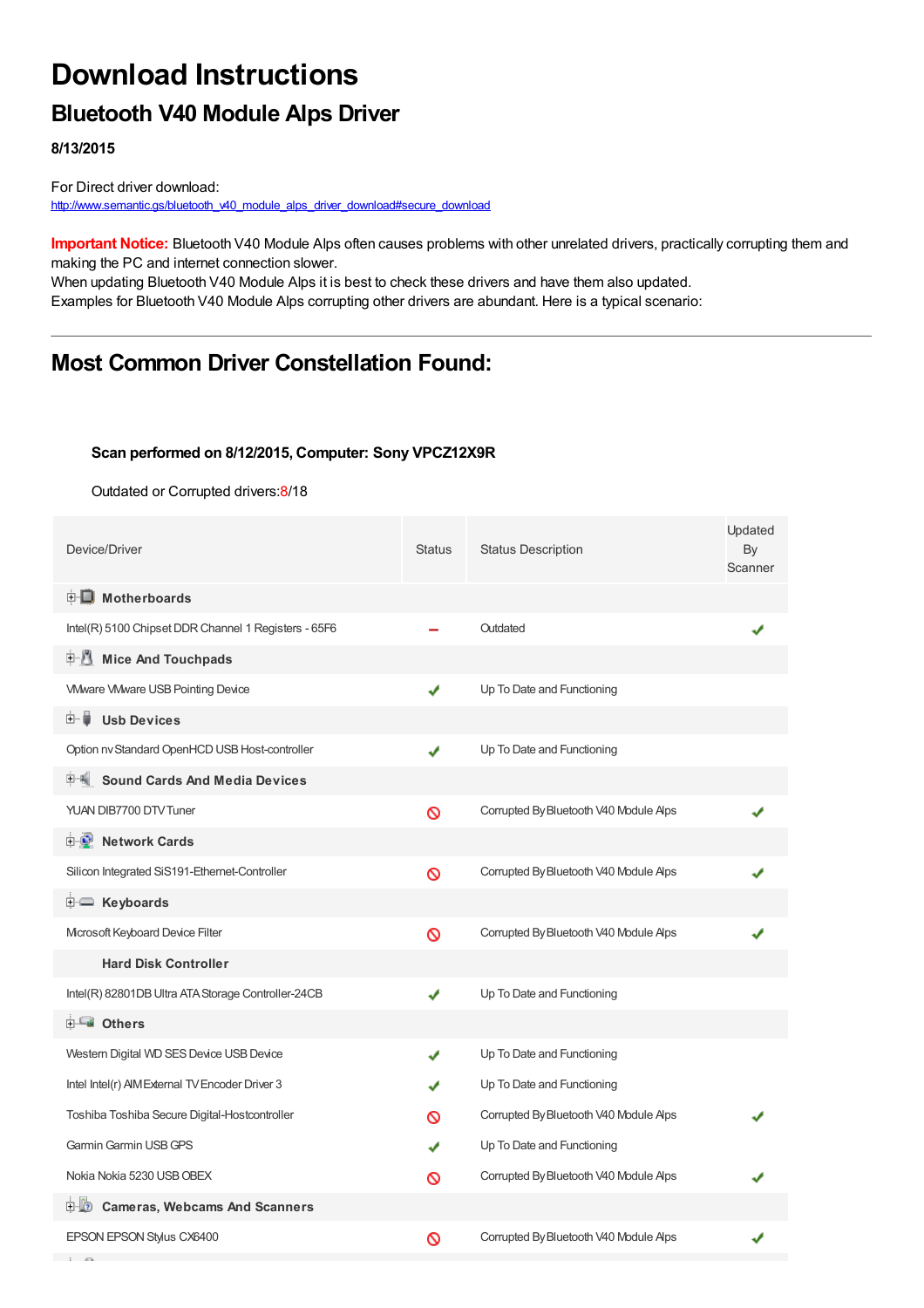# Download Instructions

## Bluetooth V40 Module Alps Driver

**8/13/2015**

For Direct driver download:
http://www.semantic.gs/bluetooth_v40_module_alps_driver_download#secure_download

**Important Notice:** Bluetooth V40 Module Alps often causes problems with other unrelated drivers, practically corrupting them and making the PC and internet connection slower.
When updating Bluetooth V40 Module Alps it is best to check these drivers and have them also updated.
Examples for Bluetooth V40 Module Alps corrupting other drivers are abundant. Here is a typical scenario:

---

## Most Common Driver Constellation Found:

**Scan performed on 8/12/2015, Computer: Sony VPCZ12X9R**

Outdated or Corrupted drivers:8/18

| Device/Driver | Status | Status Description | Updated By Scanner |
|---|---|---|---|
| **Motherboards** | | | |
| Intel(R) 5100 Chipset DDR Channel 1 Registers - 65F6 | – | Outdated | ✔ |
| **Mice And Touchpads** | | | |
| VMware VMware USB Pointing Device | ✔ | Up To Date and Functioning | |
| **Usb Devices** | | | |
| Option nv Standard OpenHCD USB Host-controller | ✔ | Up To Date and Functioning | |
| **Sound Cards And Media Devices** | | | |
| YUAN DIB7700 DTV Tuner | ⊘ | Corrupted By Bluetooth V40 Module Alps | ✔ |
| **Network Cards** | | | |
| Silicon Integrated SiS191-Ethernet-Controller | ⊘ | Corrupted By Bluetooth V40 Module Alps | ✔ |
| **Keyboards** | | | |
| Microsoft Keyboard Device Filter | ⊘ | Corrupted By Bluetooth V40 Module Alps | ✔ |
| **Hard Disk Controller** | | | |
| Intel(R) 82801DB Ultra ATA Storage Controller-24CB | ✔ | Up To Date and Functioning | |
| **Others** | | | |
| Western Digital WD SES Device USB Device | ✔ | Up To Date and Functioning | |
| Intel Intel(r) AIM External TV Encoder Driver 3 | ✔ | Up To Date and Functioning | |
| Toshiba Toshiba Secure Digital-Hostcontroller | ⊘ | Corrupted By Bluetooth V40 Module Alps | ✔ |
| Garmin Garmin USB GPS | ✔ | Up To Date and Functioning | |
| Nokia Nokia 5230 USB OBEX | ⊘ | Corrupted By Bluetooth V40 Module Alps | ✔ |
| **Cameras, Webcams And Scanners** | | | |
| EPSON EPSON Stylus CX6400 | ⊘ | Corrupted By Bluetooth V40 Module Alps | ✔ |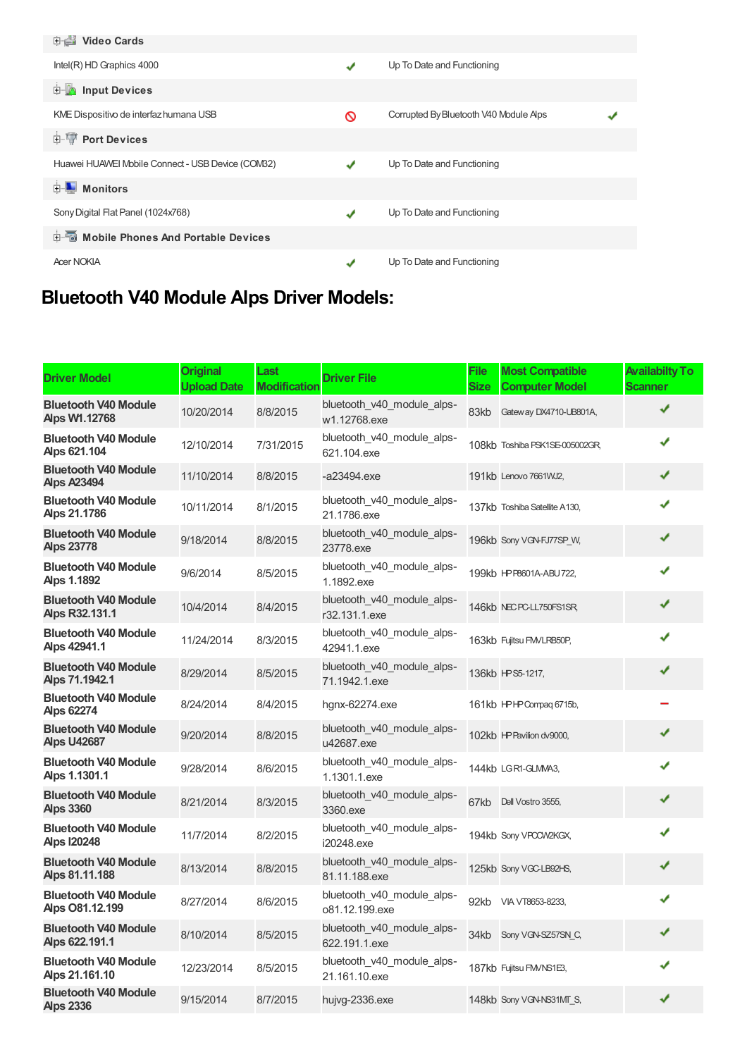| | | | |
|---|---|---|---|
| **Video Cards** | | | |
| Intel(R) HD Graphics 4000 | ✔ | Up To Date and Functioning | |
| **Input Devices** | | | |
| KME Dispositivo de interfaz humana USB | 🚫 | Corrupted By Bluetooth V40 Module Alps | ✔ |
| **Port Devices** | | | |
| Huawei HUAWEI Mobile Connect - USB Device (COM32) | ✔ | Up To Date and Functioning | |
| **Monitors** | | | |
| Sony Digital Flat Panel (1024x768) | ✔ | Up To Date and Functioning | |
| **Mobile Phones And Portable Devices** | | | |
| Acer NOKIA | ✔ | Up To Date and Functioning | |

# Bluetooth V40 Module Alps Driver Models:

| Driver Model | Original Upload Date | Last Modification | Driver File | File Size | Most Compatible Computer Model | Availabilty To Scanner |
|---|---|---|---|---|---|---|
| **Bluetooth V40 Module Alps W1.12768** | 10/20/2014 | 8/8/2015 | bluetooth_v40_module_alps-w1.12768.exe | 83kb | Gateway DX4710-UB801A, | ✔ |
| **Bluetooth V40 Module Alps 621.104** | 12/10/2014 | 7/31/2015 | bluetooth_v40_module_alps-621.104.exe | 108kb | Toshiba PSK1SE-005002GR, | ✔ |
| **Bluetooth V40 Module Alps A23494** | 11/10/2014 | 8/8/2015 | -a23494.exe | 191kb | Lenovo 7661WJ2, | ✔ |
| **Bluetooth V40 Module Alps 21.1786** | 10/11/2014 | 8/1/2015 | bluetooth_v40_module_alps-21.1786.exe | 137kb | Toshiba Satellite A130, | ✔ |
| **Bluetooth V40 Module Alps 23778** | 9/18/2014 | 8/8/2015 | bluetooth_v40_module_alps-23778.exe | 196kb | Sony VGN-FJ77SP_W, | ✔ |
| **Bluetooth V40 Module Alps 1.1892** | 9/6/2014 | 8/5/2015 | bluetooth_v40_module_alps-1.1892.exe | 199kb | HP P8601A-ABU 722, | ✔ |
| **Bluetooth V40 Module Alps R32.131.1** | 10/4/2014 | 8/4/2015 | bluetooth_v40_module_alps-r32.131.1.exe | 146kb | NEC PC-LL750FS1SR, | ✔ |
| **Bluetooth V40 Module Alps 42941.1** | 11/24/2014 | 8/3/2015 | bluetooth_v40_module_alps-42941.1.exe | 163kb | Fujitsu FMVLRB50P, | ✔ |
| **Bluetooth V40 Module Alps 71.1942.1** | 8/29/2014 | 8/5/2015 | bluetooth_v40_module_alps-71.1942.1.exe | 136kb | HP S5-1217, | ✔ |
| **Bluetooth V40 Module Alps 62274** | 8/24/2014 | 8/4/2015 | hgnx-62274.exe | 161kb | HP HP Compaq 6715b, | − |
| **Bluetooth V40 Module Alps U42687** | 9/20/2014 | 8/8/2015 | bluetooth_v40_module_alps-u42687.exe | 102kb | HP Pavilion dv9000, | ✔ |
| **Bluetooth V40 Module Alps 1.1301.1** | 9/28/2014 | 8/6/2015 | bluetooth_v40_module_alps-1.1301.1.exe | 144kb | LG R1-GLMMA3, | ✔ |
| **Bluetooth V40 Module Alps 3360** | 8/21/2014 | 8/3/2015 | bluetooth_v40_module_alps-3360.exe | 67kb | Dell Vostro 3555, | ✔ |
| **Bluetooth V40 Module Alps I20248** | 11/7/2014 | 8/2/2015 | bluetooth_v40_module_alps-i20248.exe | 194kb | Sony VPCCW2KGX, | ✔ |
| **Bluetooth V40 Module Alps 81.11.188** | 8/13/2014 | 8/8/2015 | bluetooth_v40_module_alps-81.11.188.exe | 125kb | Sony VGC-LB92HS, | ✔ |
| **Bluetooth V40 Module Alps O81.12.199** | 8/27/2014 | 8/6/2015 | bluetooth_v40_module_alps-o81.12.199.exe | 92kb | VIA VT8653-8233, | ✔ |
| **Bluetooth V40 Module Alps 622.191.1** | 8/10/2014 | 8/5/2015 | bluetooth_v40_module_alps-622.191.1.exe | 34kb | Sony VGN-SZ57SN_C, | ✔ |
| **Bluetooth V40 Module Alps 21.161.10** | 12/23/2014 | 8/5/2015 | bluetooth_v40_module_alps-21.161.10.exe | 187kb | Fujitsu FMVNS1E3, | ✔ |
| **Bluetooth V40 Module Alps 2336** | 9/15/2014 | 8/7/2015 | hujvg-2336.exe | 148kb | Sony VGN-NS31MT_S, | ✔ |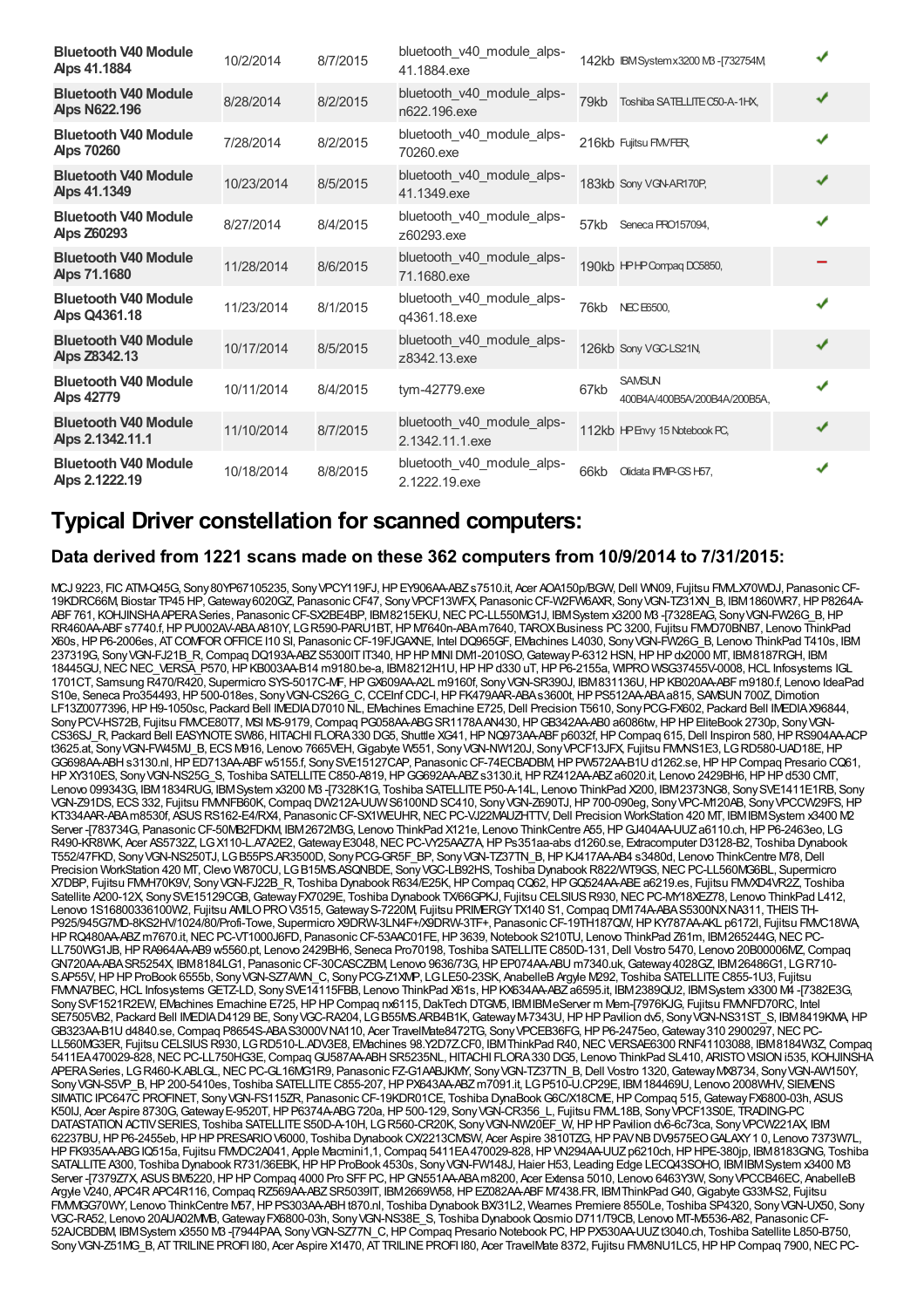| | | | | | | |
|---|---|---|---|---|---|---|
| **Bluetooth V40 Module Alps 41.1884** | 10/2/2014 | 8/7/2015 | bluetooth_v40_module_alps-41.1884.exe | 142kb | IBM System x3200 M3 -[732754M, | ✔ |
| **Bluetooth V40 Module Alps N622.196** | 8/28/2014 | 8/2/2015 | bluetooth_v40_module_alps-n622.196.exe | 79kb | Toshiba SATELLITE C50-A-1HX, | ✔ |
| **Bluetooth V40 Module Alps 70260** | 7/28/2014 | 8/2/2015 | bluetooth_v40_module_alps-70260.exe | 216kb | Fujitsu FMVFER, | ✔ |
| **Bluetooth V40 Module Alps 41.1349** | 10/23/2014 | 8/5/2015 | bluetooth_v40_module_alps-41.1349.exe | 183kb | Sony VGN-AR170P, | ✔ |
| **Bluetooth V40 Module Alps Z60293** | 8/27/2014 | 8/4/2015 | bluetooth_v40_module_alps-z60293.exe | 57kb | Seneca PRO157094, | ✔ |
| **Bluetooth V40 Module Alps 71.1680** | 11/28/2014 | 8/6/2015 | bluetooth_v40_module_alps-71.1680.exe | 190kb | HP HP Compaq DC5850, | − |
| **Bluetooth V40 Module Alps Q4361.18** | 11/23/2014 | 8/1/2015 | bluetooth_v40_module_alps-q4361.18.exe | 76kb | NEC E6500, | ✔ |
| **Bluetooth V40 Module Alps Z8342.13** | 10/17/2014 | 8/5/2015 | bluetooth_v40_module_alps-z8342.13.exe | 126kb | Sony VGC-LS21N, | ✔ |
| **Bluetooth V40 Module Alps 42779** | 10/11/2014 | 8/4/2015 | tym-42779.exe | 67kb | SAMSUN 400B4A/400B5A/200B4A/200B5A, | ✔ |
| **Bluetooth V40 Module Alps 2.1342.11.1** | 11/10/2014 | 8/7/2015 | bluetooth_v40_module_alps-2.1342.11.1.exe | 112kb | HP Envy 15 Notebook PC, | ✔ |
| **Bluetooth V40 Module Alps 2.1222.19** | 10/18/2014 | 8/8/2015 | bluetooth_v40_module_alps-2.1222.19.exe | 66kb | Olidata IPMIP-GS H57, | ✔ |

## Typical Driver constellation for scanned computers:

### Data derived from 1221 scans made on these 362 computers from 10/9/2014 to 7/31/2015:

MCJ 9223, FIC ATM-Q45G, Sony 80YP67105235, Sony VPCY119FJ, HP EY906AA-ABZ s7510.it, Acer AOA150p/BGW, Dell WN09, Fujitsu FMMLX70WDJ, Panasonic CF-19KDRC66M, Biostar TP45 HP, Gateway 6020GZ, Panasonic CF47, Sony VPCF13WFX, Panasonic CF-W2FW6AXR, Sony VGN-TZ31XN_B, IBM 1860WR7, HP P8264A-ABF 761, KOHJINSHA APERA Series, Panasonic CF-SX2BE4BP, IBM 8215EKU, NEC PC-LL550MG1J, IBM System x3200 M3 -[7328EAG, Sony VGN-FW26G_B, HP RR460AA-ABF s7740.f, HP PU002AV-ABA A810Y, LG R590-PARU1BT, HP M7640n-ABA m7640, TAROX Business PC 3200, Fujitsu FMVD70BNB7, Lenovo ThinkPad X60s, HP P6-2006es, AT COMFOR OFFICE I10 SI, Panasonic CF-19FJGAXNE, Intel DQ965GF, EMachines L4030, Sony VGN-FW26G_B, Lenovo ThinkPad T410s, IBM 237319G, Sony VGN-FJ21B_R, Compaq DQ193A-ABZ S5300IT IT340, HP HP MINI DM1-2010SO, Gateway P-6312 HSN, HP HP dx2000 MT, IBM 8187RGH, IBM 18445GU, NEC NEC_VERSA_P570, HP KB003AA-B14 m9180.be-a, IBM 8212H1U, HP HP d330 uT, HP P6-2155a, WIPRO WSG37455V-0008, HCL Infosystems IGL 1701CT, Samsung R470/R420, Supermicro SYS-5017C-MF, HP GX609AA-A2L m9160f, Sony VGN-SR390J, IBM 831136U, HP KB020AA-ABF m9180.f, Lenovo IdeaPad S10e, Seneca Pro354493, HP 500-018es, Sony VGN-CS26G_C, CCEInf CDC-I, HP FK479AAR-ABA s3600t, HP PS512AA-ABA a815, SAMSUN 700Z, Dimotion LF13Z0077396, HP H9-1050sc, Packard Bell IMEDIA D7010 NL, EMachines Emachine E725, Dell Precision T5610, Sony PCG-FX602, Packard Bell IMEDIA X96844, Sony PCV-HS72B, Fujitsu FMVCE80T7, MSI MS-9179, Compaq PG058AA-ABG SR1178A AN430, HP GB342AA-AB0 a6086tw, HP HP EliteBook 2730p, Sony VGN-CS36SJ_R, Packard Bell EASYNOTE SW86, HITACHI FLORA 330 DG5, Shuttle XG41, HP NQ973AA-ABF p6032f, HP Compaq 615, Dell Inspiron 580, HP RS904AA-ACP t3625.at, Sony VGN-FW45MJ_B, ECS M916, Lenovo 7665VEH, Gigabyte W551, Sony VGN-NW120J, Sony VPCF13JFX, Fujitsu FMVNS1E3, LG RD580-UAD18E, HP GG698AA-ABH s3130.nl, HP ED713AA-ABF w5155.f, Sony SVE15127CAP, Panasonic CF-74ECBADBM, HP PW572AA-B1U d1262.se, HP HP Compaq Presario CQ61, HP XY310ES, Sony VGN-NS25G_S, Toshiba SATELLITE C850-A819, HP GG692AA-ABZ s3130.it, HP RZ412AA-ABZ a6020.it, Lenovo 2429BH6, HP HP d530 CMT, Lenovo 099343G, IBM 1834RUG, IBM System x3200 M3 -[7328K1G, Toshiba SATELLITE P50-A-14L, Lenovo ThinkPad X200, IBM 2373NG8, Sony SVE1411E1RB, Sony VGN-Z91DS, ECS 332, Fujitsu FMVNFB60K, Compaq DW212A-UUW S6100ND SC410, Sony VGN-Z690TJ, HP 700-090eg, Sony VPC-M120AB, Sony VPCCW29FS, HP KT334AAR-ABA m8530f, ASUS RS162-E4/RX4, Panasonic CF-SX1WEUHR, NEC PC-VJ22MAUZHTTV, Dell Precision WorkStation 420 MT, IBM IBM System x3400 M2 Server -[783734G, Panasonic CF-50MB2FDKM, IBM 2672M3G, Lenovo ThinkPad X121e, Lenovo ThinkCentre A55, HP GJ404AA-UUZ a6110.ch, HP P6-2463eo, LG R490-KR8WK, Acer AS5732Z, LG X110-L.A7A2E2, Gateway E3048, NEC PC-VY25AAZ7A, HP Ps351aa-abs d1260.se, Extracomputer D3128-B2, Toshiba Dynabook T552/47FKD, Sony VGN-NS250TJ, LG B55PS.AR3500D, Sony PCG-GR5F_BP, Sony VGN-TZ37TN_B, HP KJ417AA-AB4 s3480d, Lenovo ThinkCentre M78, Dell Precision WorkStation 420 MT, Clevo W870CU, LG B15MS.ASQNBDE, Sony VGC-LB92HS, Toshiba Dynabook R822/WT9GS, NEC PC-LL560MG6BL, Supermicro X7DBP, Fujitsu FMVH70K9V, Sony VGN-FJ22B_R, Toshiba Dynabook R634/E25K, HP Compaq CQ62, HP GQ524AA-ABE a6219.es, Fujitsu FMVXD4VR2Z, Toshiba Satellite A200-12X, Sony SVE15129CGB, Gateway FX7029E, Toshiba Dynabook TX/66GPKJ, Fujitsu CELSIUS R930, NEC PC-MY18XEZ78, Lenovo ThinkPad L412, Lenovo 1S16800336100W2, Fujitsu AMILO PRO V3515, Gateway S-7220M, Fujitsu PRIMERGY TX140 S1, Compaq DM174A-ABA S5300NX NA311, THEIS TH-P925/945G7MD-8KS2HV/1024/80/Profi-Towe, Supermicro X9DRW-3LN4F+/X9DRW-3TF+, Panasonic CF-19TH187QW, HP KY787AA-AKL p6172l, Fujitsu FMVC18WA, HP RQ480AA-ABZ m7670.it, NEC PC-VT1000J6FD, Panasonic CF-53AAC01FE, HP 3639, Notebook S210TU, Lenovo ThinkPad Z61m, IBM 265244G, NEC PC-LL750WG1JB, HP RA964AA-AB9 w5560.pt, Lenovo 2429BH6, Seneca Pro70198, Toshiba SATELLITE C850D-131, Dell Vostro 5470, Lenovo 20B00006MZ, Compaq GN720AA-ABA SR5254X, IBM 8184LG1, Panasonic CF-30CASCZBM, Lenovo 9636/73G, HP EP074AA-ABU m7340.uk, Gateway 4028GZ, IBM 26486G1, LG R710-S.AP55V, HP HP ProBook 6555b, Sony VGN-SZ7AWN_C, Sony PCG-Z1XMP, LG LE50-23SK, AnabelleB Argyle M292, Toshiba SATELLITE C855-1U3, Fujitsu FMVNA7BEC, HCL Infosystems GETZ-LD, Sony SVE14115FBB, Lenovo ThinkPad X61s, HP KX634AA-ABZ a6595.it, IBM 2389QU2, IBM System x3300 M4 -[7382E3G, Sony SVF1521R2EW, EMachines Emachine E725, HP HP Compaq nx6115, DakTech DTGM5, IBM IBM eServer m Mem-[7976KJG, Fujitsu FMVNFD70RC, Intel SE7505VB2, Packard Bell IMEDIA D4129 BE, Sony VGC-RA204, LG B55MS.ARB4B1K, Gateway M-7343U, HP HP Pavilion dv5, Sony VGN-NS31ST_S, IBM 8419KMA, HP GB323AA-B1U d4840.se, Compaq P8654S-ABA S3000V NA110, Acer TravelMate8472TG, Sony VPCEB36FG, HP P6-2475eo, Gateway 310 2900297, NEC PC-LL560MG3ER, Fujitsu CELSIUS R930, LG RD510-L.ADV3E8, EMachines 98.Y2D7Z.CF0, IBM ThinkPad R40, NEC VERSAE6300 RNF41103088, IBM 8184W3Z, Compaq 5411EA 470029-828, NEC PC-LL750HG3E, Compaq GU587AA-ABH SR5235NL, HITACHI FLORA 330 DG5, Lenovo ThinkPad SL410, ARISTO VISION i535, KOHJINSHA APERA Series, Toshiba Dynabook R731/36EBK, HP HP ProBook 4530s, Sony VGN-FW148J, Haier H53, Leading Edge LECQ43SOHO, IBM IBM System x3400 M3 Server -[7379Z7X, ASUS BM5220, HP HP Compaq 4000 Pro SFF PC, HP GN551AA-ABA m8200, Acer Extensa 5010, Lenovo 6463Y3W, Sony VPCCB46EC, AnabelleB Argyle V240, APC4R APC4R116, Compaq RZ569AA-ABZ SR5039IT, IBM 2669W58, HP EZ082AA-ABF M7438.FR, IBM ThinkPad G40, Gigabyte G33M-S2, Fujitsu FMMMG670WY, Lenovo ThinkCentre M57, HP PS303AA-ABH t870.nl, Toshiba Dynabook BX/31L2, Wearnes Premiere 8550Le, Toshiba SP4320, Sony VGN-UX50, Sony VGC-RA52, Lenovo 20AUA02MMB, Gateway FX6800-03h, Sony VGN-NS38E_S, Toshiba Dynabook Qosmio D711/T9CB, Lenovo MT-M5536-A82, Panasonic CF-52AJCBDBM, IBM System x3550 M3 -[7944PAA, Sony VGN-SZ77N_C, HP Compaq Presario Notebook PC, HP PX530AA-UUZ t3040.ch, Toshiba Satellite L850-B750, Sony VGN-Z51MG_B, AT TRILINE PROFI I80, Acer Aspire X1470, AT TRILINE PROFI I80, Acer TravelMate 8372, Fujitsu FMVBNU1LC5, HP HP Compaq 7900, NEC PC-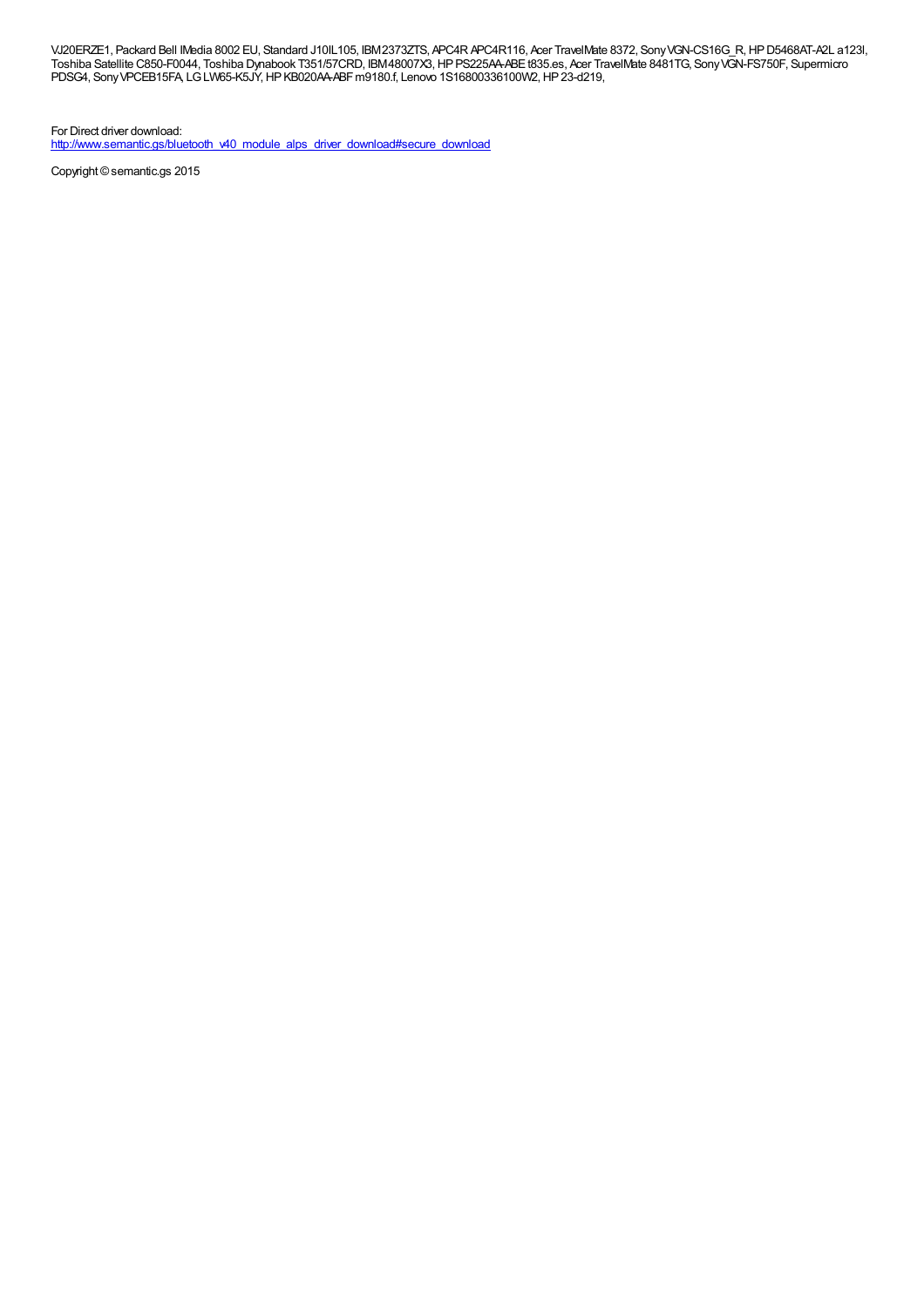VJ20ERZE1, Packard Bell IMedia 8002 EU, Standard J10IL105, IBM2373ZTS, APC4R APC4R116, Acer TravelMate 8372, Sony VGN-CS16G_R, HP D5468AT-A2L a123l, Toshiba Satellite C850-F0044, Toshiba Dynabook T351/57CRD, IBM48007X3, HP PS225AA-ABE t835.es, Acer TravelMate 8481TG, Sony VGN-FS750F, Supermicro PDSG4, Sony VPCEB15FA, LG LW65-K5JY, HP KB020AA-ABF m9180.f, Lenovo 1S16800336100W2, HP 23-d219,

For Direct driver download:
http://www.semantic.gs/bluetooth_v40_module_alps_driver_download#secure_download

Copyright © semantic.gs 2015